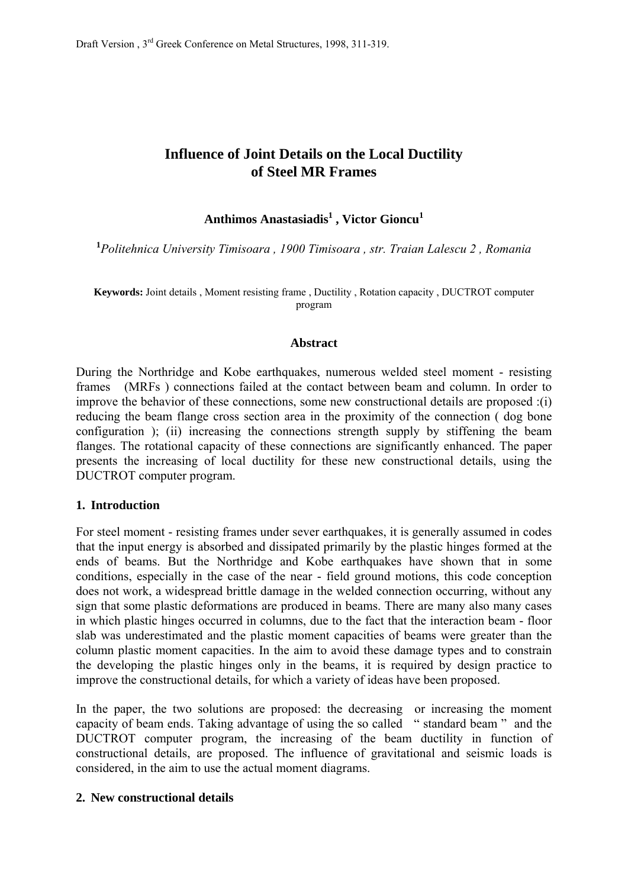Draft Version , 3rd Greek Conference on Metal Structures, 1998, 311-319.

# Influence of Joint Details on the Local Ductility of Steel MR Frames

**Anthimos Anastasiadis[1] , Victor Gioncu[1]**

[1]*Politehnica University Timisoara , 1900 Timisoara , str. Traian Lalescu 2 , Romania*

**Keywords:** Joint details , Moment resisting frame , Ductility , Rotation capacity , DUCTROT computer program

## Abstract

During the Northridge and Kobe earthquakes, numerous welded steel moment - resisting frames (MRFs ) connections failed at the contact between beam and column. In order to improve the behavior of these connections, some new constructional details are proposed :(i) reducing the beam flange cross section area in the proximity of the connection ( dog bone configuration ); (ii) increasing the connections strength supply by stiffening the beam flanges. The rotational capacity of these connections are significantly enhanced. The paper presents the increasing of local ductility for these new constructional details, using the DUCTROT computer program.

## 1. Introduction

For steel moment - resisting frames under sever earthquakes, it is generally assumed in codes that the input energy is absorbed and dissipated primarily by the plastic hinges formed at the ends of beams. But the Northridge and Kobe earthquakes have shown that in some conditions, especially in the case of the near - field ground motions, this code conception does not work, a widespread brittle damage in the welded connection occurring, without any sign that some plastic deformations are produced in beams. There are many also many cases in which plastic hinges occurred in columns, due to the fact that the interaction beam - floor slab was underestimated and the plastic moment capacities of beams were greater than the column plastic moment capacities. In the aim to avoid these damage types and to constrain the developing the plastic hinges only in the beams, it is required by design practice to improve the constructional details, for which a variety of ideas have been proposed.

In the paper, the two solutions are proposed: the decreasing or increasing the moment capacity of beam ends. Taking advantage of using the so called " standard beam " and the DUCTROT computer program, the increasing of the beam ductility in function of constructional details, are proposed. The influence of gravitational and seismic loads is considered, in the aim to use the actual moment diagrams.

## 2. New constructional details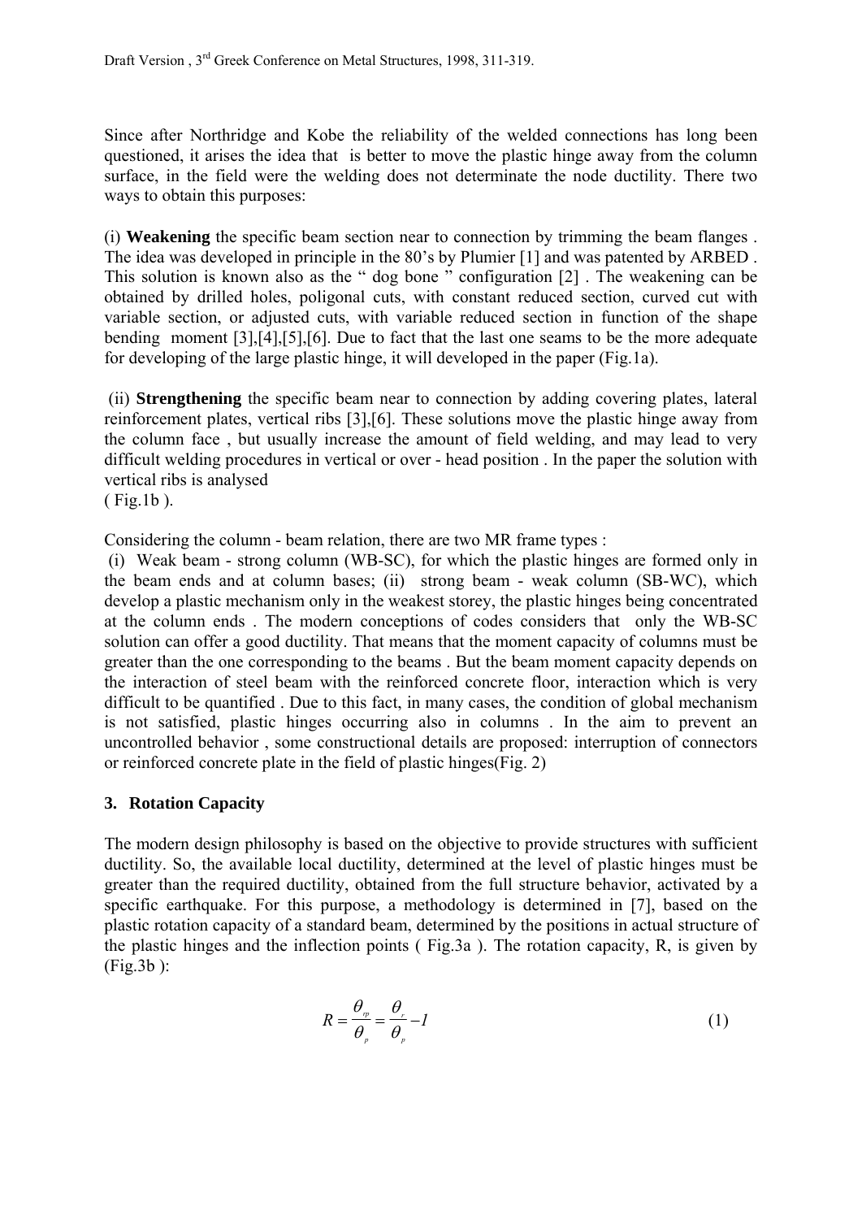Since after Northridge and Kobe the reliability of the welded connections has long been questioned, it arises the idea that is better to move the plastic hinge away from the column surface, in the field were the welding does not determinate the node ductility. There two ways to obtain this purposes:

(i) **Weakening** the specific beam section near to connection by trimming the beam flanges . The idea was developed in principle in the 80's by Plumier [1] and was patented by ARBED . This solution is known also as the " dog bone " configuration [2] . The weakening can be obtained by drilled holes, poligonal cuts, with constant reduced section, curved cut with variable section, or adjusted cuts, with variable reduced section in function of the shape bending moment [3],[4],[5],[6]. Due to fact that the last one seams to be the more adequate for developing of the large plastic hinge, it will developed in the paper (Fig.1a).

(ii) **Strengthening** the specific beam near to connection by adding covering plates, lateral reinforcement plates, vertical ribs [3],[6]. These solutions move the plastic hinge away from the column face , but usually increase the amount of field welding, and may lead to very difficult welding procedures in vertical or over - head position . In the paper the solution with vertical ribs is analysed ( Fig.1b ).

Considering the column - beam relation, there are two MR frame types :
(i) Weak beam - strong column (WB-SC), for which the plastic hinges are formed only in the beam ends and at column bases; (ii) strong beam - weak column (SB-WC), which develop a plastic mechanism only in the weakest storey, the plastic hinges being concentrated at the column ends . The modern conceptions of codes considers that only the WB-SC solution can offer a good ductility. That means that the moment capacity of columns must be greater than the one corresponding to the beams . But the beam moment capacity depends on the interaction of steel beam with the reinforced concrete floor, interaction which is very difficult to be quantified . Due to this fact, in many cases, the condition of global mechanism is not satisfied, plastic hinges occurring also in columns . In the aim to prevent an uncontrolled behavior , some constructional details are proposed: interruption of connectors or reinforced concrete plate in the field of plastic hinges(Fig. 2)

## 3. Rotation Capacity

The modern design philosophy is based on the objective to provide structures with sufficient ductility. So, the available local ductility, determined at the level of plastic hinges must be greater than the required ductility, obtained from the full structure behavior, activated by a specific earthquake. For this purpose, a methodology is determined in [7], based on the plastic rotation capacity of a standard beam, determined by the positions in actual structure of the plastic hinges and the inflection points ( Fig.3a ). The rotation capacity, R, is given by (Fig.3b ):

$$R = \frac{\theta_{rp}}{\theta_p} = \frac{\theta_r}{\theta_p} - 1 \qquad (1)$$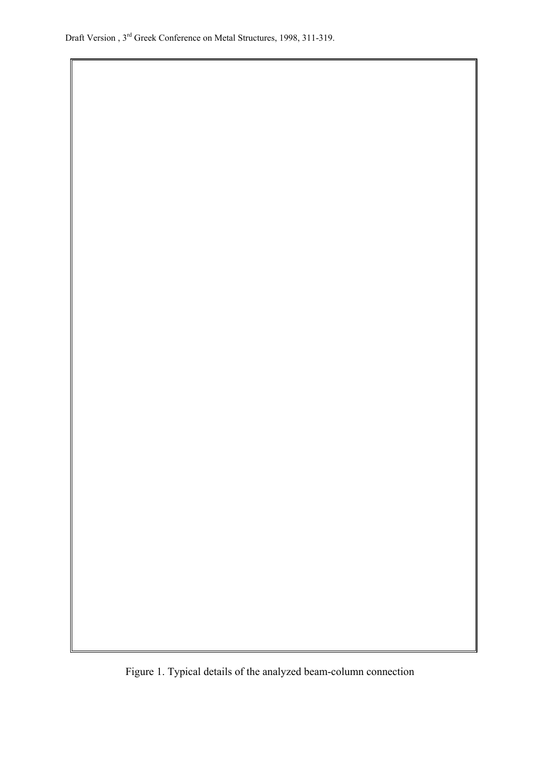Figure 1. Typical details of the analyzed beam-column connection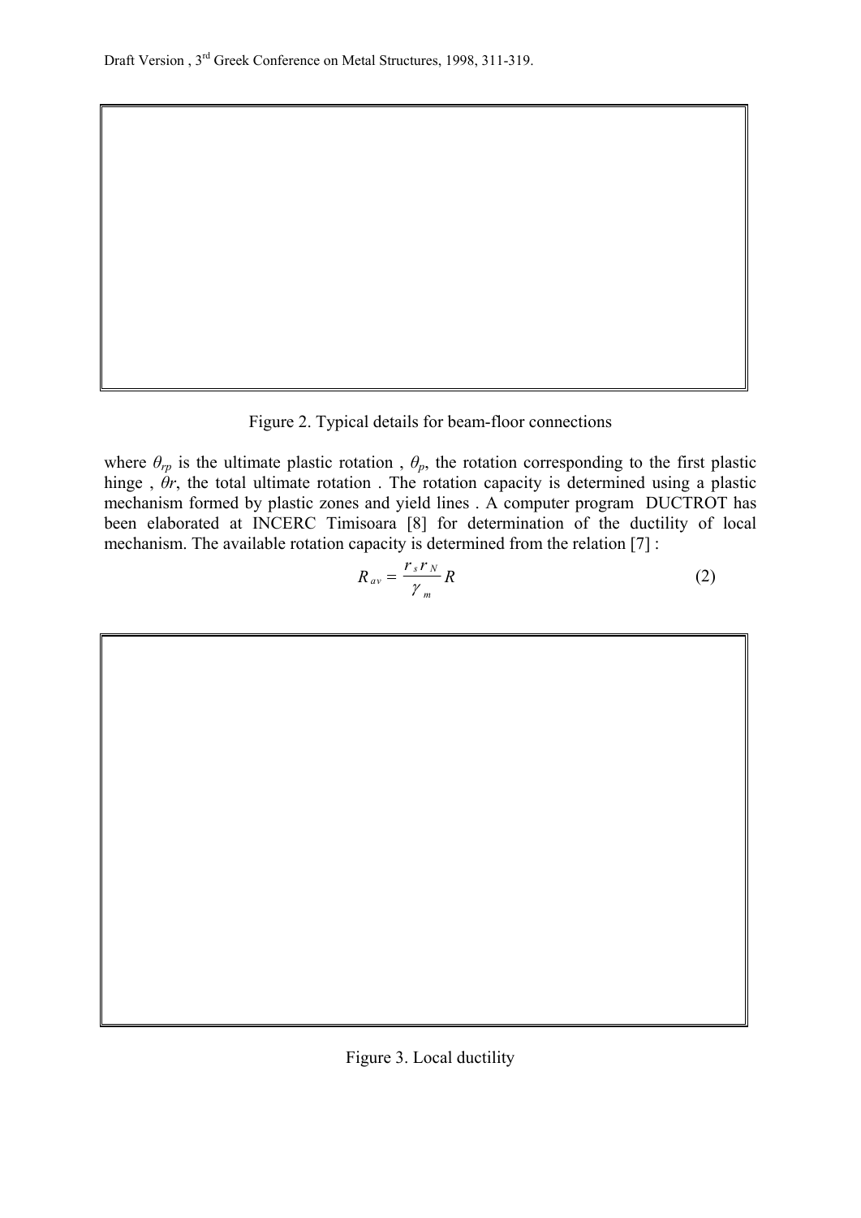Figure 2. Typical details for beam-floor connections

where $\theta_{rp}$ is the ultimate plastic rotation , $\theta_p$, the rotation corresponding to the first plastic hinge , $\theta r$, the total ultimate rotation . The rotation capacity is determined using a plastic mechanism formed by plastic zones and yield lines . A computer program DUCTROT has been elaborated at INCERC Timisoara [8] for determination of the ductility of local mechanism. The available rotation capacity is determined from the relation [7] :

$$R_{av} = \frac{r_s r_N}{\gamma_m} R \tag{2}$$

Figure 3. Local ductility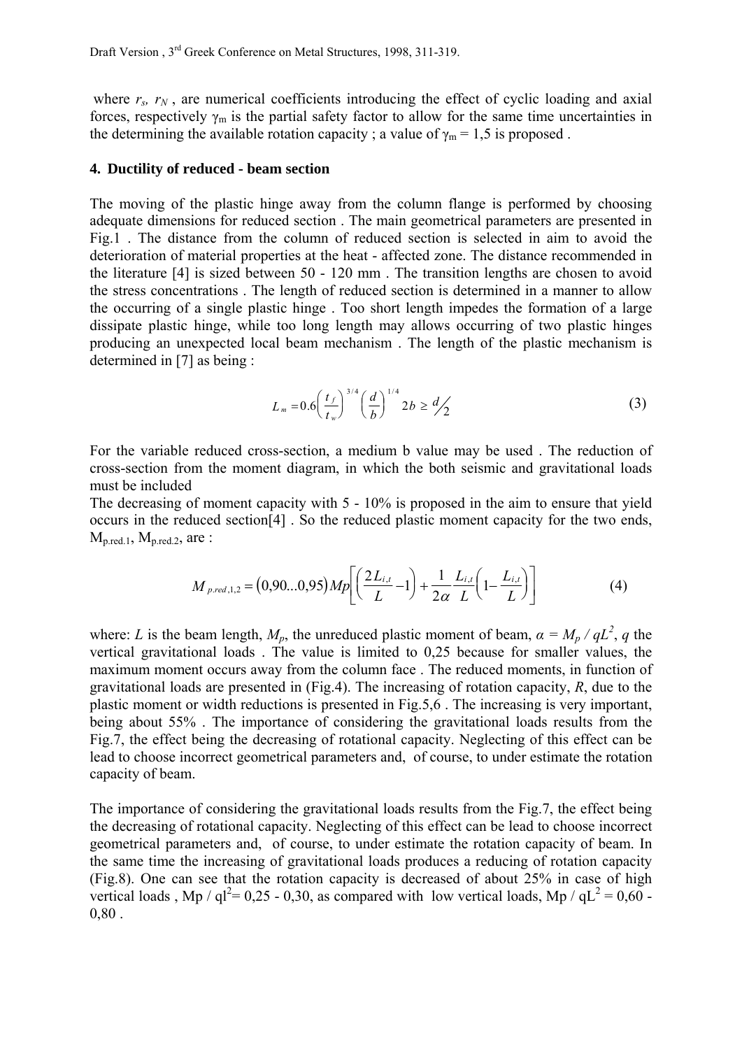where $r_s$, $r_N$ , are numerical coefficients introducing the effect of cyclic loading and axial forces, respectively $\gamma_m$ is the partial safety factor to allow for the same time uncertainties in the determining the available rotation capacity ; a value of $\gamma_m = 1,5$ is proposed .

## 4. Ductility of reduced - beam section

The moving of the plastic hinge away from the column flange is performed by choosing adequate dimensions for reduced section . The main geometrical parameters are presented in Fig.1 . The distance from the column of reduced section is selected in aim to avoid the deterioration of material properties at the heat - affected zone. The distance recommended in the literature [4] is sized between 50 - 120 mm . The transition lengths are chosen to avoid the stress concentrations . The length of reduced section is determined in a manner to allow the occurring of a single plastic hinge . Too short length impedes the formation of a large dissipate plastic hinge, while too long length may allows occurring of two plastic hinges producing an unexpected local beam mechanism . The length of the plastic mechanism is determined in [7] as being :

$$L_m = 0.6\left(\frac{t_f}{t_w}\right)^{3/4}\left(\frac{d}{b}\right)^{1/4} 2b \geq d/2 \tag{3}$$

For the variable reduced cross-section, a medium b value may be used . The reduction of cross-section from the moment diagram, in which the both seismic and gravitational loads must be included

The decreasing of moment capacity with 5 - 10% is proposed in the aim to ensure that yield occurs in the reduced section[4] . So the reduced plastic moment capacity for the two ends, $M_{p.red.1}$, $M_{p.red.2}$, are :

$$M_{p.red,1,2} = \left(0,90...0,95\right)Mp\left[\left(\frac{2L_{i,t}}{L} - 1\right) + \frac{1}{2\alpha}\frac{L_{i,t}}{L}\left(1 - \frac{L_{i,t}}{L}\right)\right] \tag{4}$$

where: $L$ is the beam length, $M_p$, the unreduced plastic moment of beam, $\alpha = M_p / qL^2$, $q$ the vertical gravitational loads . The value is limited to 0,25 because for smaller values, the maximum moment occurs away from the column face . The reduced moments, in function of gravitational loads are presented in (Fig.4). The increasing of rotation capacity, $R$, due to the plastic moment or width reductions is presented in Fig.5,6 . The increasing is very important, being about 55% . The importance of considering the gravitational loads results from the Fig.7, the effect being the decreasing of rotational capacity. Neglecting of this effect can be lead to choose incorrect geometrical parameters and, of course, to under estimate the rotation capacity of beam.

The importance of considering the gravitational loads results from the Fig.7, the effect being the decreasing of rotational capacity. Neglecting of this effect can be lead to choose incorrect geometrical parameters and, of course, to under estimate the rotation capacity of beam. In the same time the increasing of gravitational loads produces a reducing of rotation capacity (Fig.8). One can see that the rotation capacity is decreased of about 25% in case of high vertical loads , $Mp / ql^2 = 0,25 - 0,30$, as compared with low vertical loads, $Mp / qL^2 = 0,60 - 0,80$ .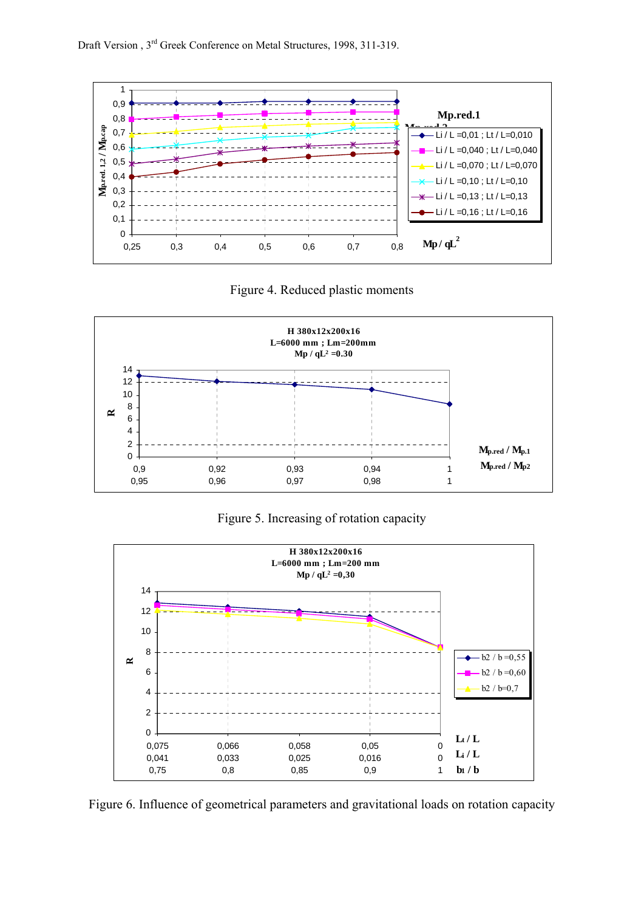Figure 4. Reduced plastic moments

Figure 5. Increasing of rotation capacity

Figure 6. Influence of geometrical parameters and gravitational loads on rotation capacity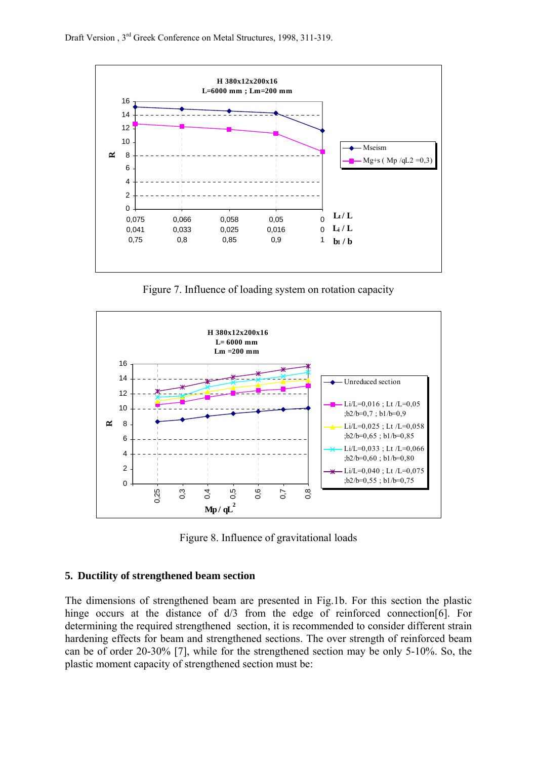Figure 7. Influence of loading system on rotation capacity

Figure 8. Influence of gravitational loads

## 5. Ductility of strengthened beam section

The dimensions of strengthened beam are presented in Fig.1b. For this section the plastic hinge occurs at the distance of d/3 from the edge of reinforced connection[6]. For determining the required strengthened section, it is recommended to consider different strain hardening effects for beam and strengthened sections. The over strength of reinforced beam can be of order 20-30% [7], while for the strengthened section may be only 5-10%. So, the plastic moment capacity of strengthened section must be: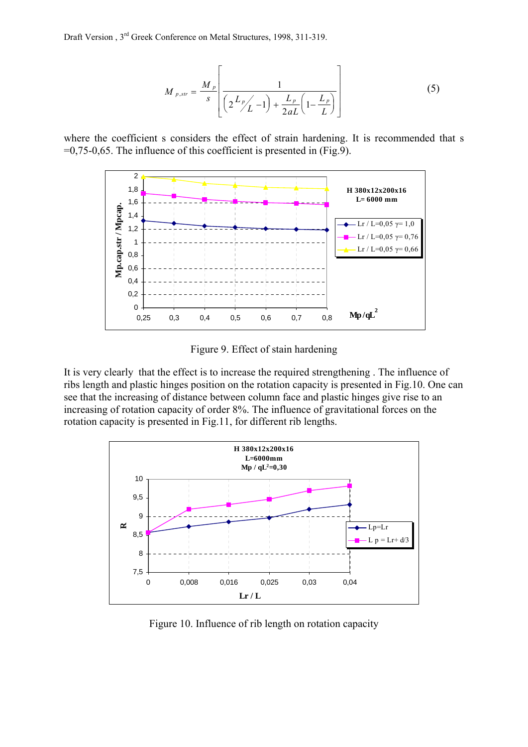$$M_{p,str} = \frac{M_p}{s}\left[\frac{1}{\left(2\,{L_p}/{L} - 1\right) + \frac{L_p}{2aL}\left(1 - \frac{L_p}{L}\right)}\right] \tag{5}$$

where the coefficient s considers the effect of strain hardening. It is recommended that s =0,75-0,65. The influence of this coefficient is presented in (Fig.9).

Figure 9. Effect of stain hardening

It is very clearly that the effect is to increase the required strengthening . The influence of ribs length and plastic hinges position on the rotation capacity is presented in Fig.10. One can see that the increasing of distance between column face and plastic hinges give rise to an increasing of rotation capacity of order 8%. The influence of gravitational forces on the rotation capacity is presented in Fig.11, for different rib lengths.

Figure 10. Influence of rib length on rotation capacity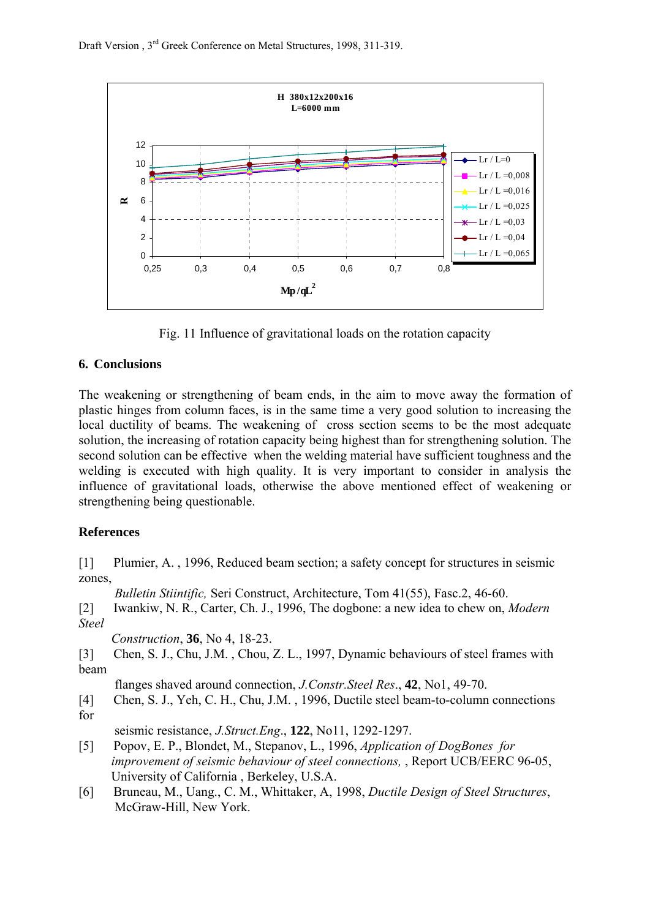Fig. 11 Influence of gravitational loads on the rotation capacity

## 6. Conclusions

The weakening or strengthening of beam ends, in the aim to move away the formation of plastic hinges from column faces, is in the same time a very good solution to increasing the local ductility of beams. The weakening of cross section seems to be the most adequate solution, the increasing of rotation capacity being highest than for strengthening solution. The second solution can be effective when the welding material have sufficient toughness and the welding is executed with high quality. It is very important to consider in analysis the influence of gravitational loads, otherwise the above mentioned effect of weakening or strengthening being questionable.

## References

[1] Plumier, A. , 1996, Reduced beam section; a safety concept for structures in seismic zones, *Bulletin Stiintific,* Seri Construct, Architecture, Tom 41(55), Fasc.2, 46-60.

[2] Iwankiw, N. R., Carter, Ch. J., 1996, The dogbone: a new idea to chew on, *Modern Steel Construction*, **36**, No 4, 18-23.

[3] Chen, S. J., Chu, J.M. , Chou, Z. L., 1997, Dynamic behaviours of steel frames with beam flanges shaved around connection, *J.Constr.Steel Res*., **42**, No1, 49-70.

[4] Chen, S. J., Yeh, C. H., Chu, J.M. , 1996, Ductile steel beam-to-column connections for seismic resistance, *J.Struct.Eng*., **122**, No11, 1292-1297.

[5] Popov, E. P., Blondet, M., Stepanov, L., 1996, *Application of DogBones for improvement of seismic behaviour of steel connections,* , Report UCB/EERC 96-05, University of California , Berkeley, U.S.A.

[6] Bruneau, M., Uang., C. M., Whittaker, A, 1998, *Ductile Design of Steel Structures*, McGraw-Hill, New York.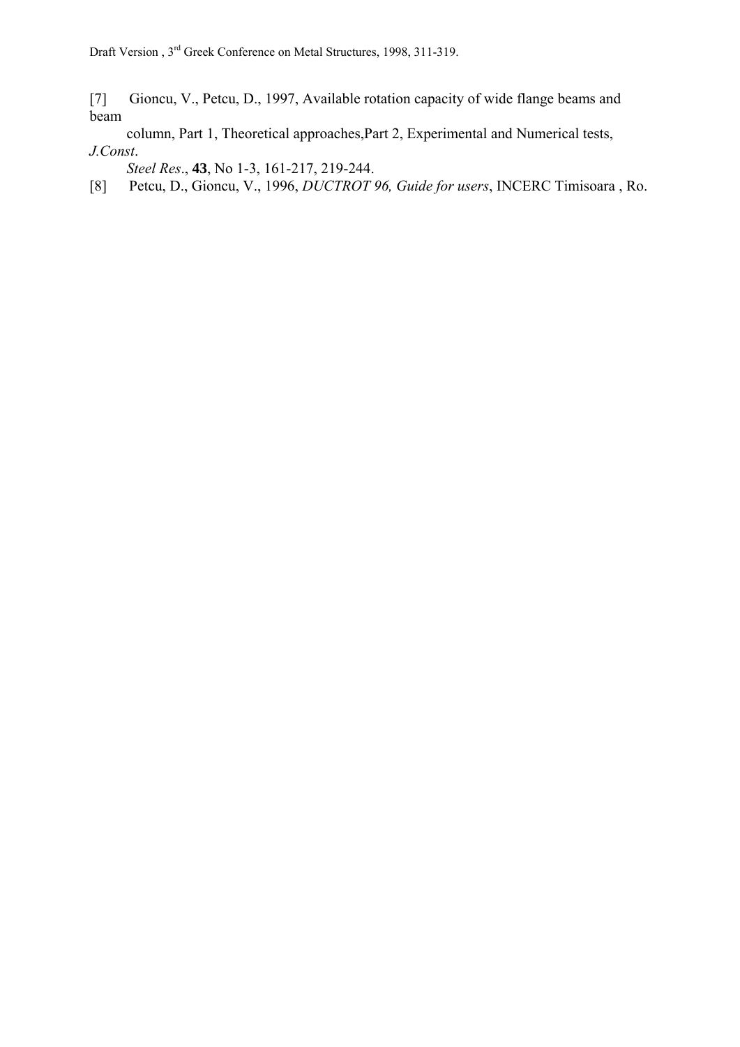[7] Gioncu, V., Petcu, D., 1997, Available rotation capacity of wide flange beams and beam column, Part 1, Theoretical approaches,Part 2, Experimental and Numerical tests, *J.Const. Steel Res*., **43**, No 1-3, 161-217, 219-244.

[8] Petcu, D., Gioncu, V., 1996, *DUCTROT 96, Guide for users*, INCERC Timisoara , Ro.